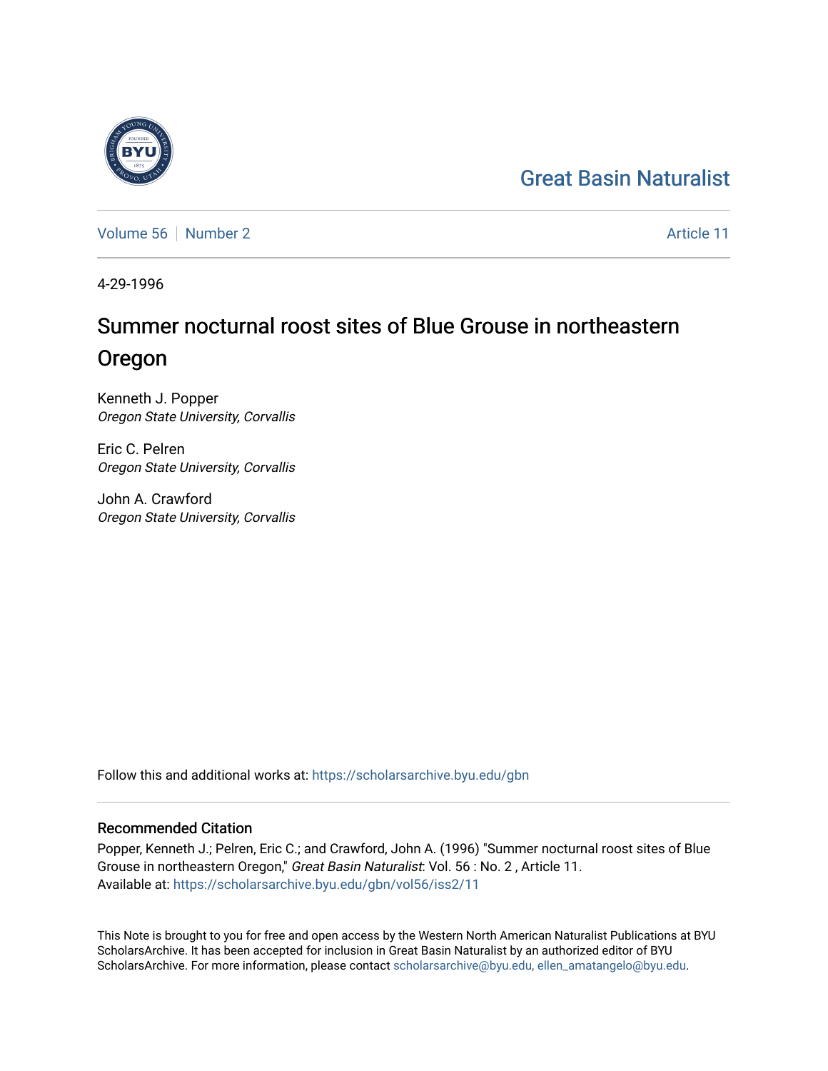Great Basin Naturalist

Volume 56 | Number 2 | Article 11

4-29-1996

# Summer nocturnal roost sites of Blue Grouse in northeastern Oregon

Kenneth J. Popper
*Oregon State University, Corvallis*

Eric C. Pelren
*Oregon State University, Corvallis*

John A. Crawford
*Oregon State University, Corvallis*

Follow this and additional works at: https://scholarsarchive.byu.edu/gbn

## Recommended Citation

Popper, Kenneth J.; Pelren, Eric C.; and Crawford, John A. (1996) "Summer nocturnal roost sites of Blue Grouse in northeastern Oregon," *Great Basin Naturalist*: Vol. 56 : No. 2 , Article 11.
Available at: https://scholarsarchive.byu.edu/gbn/vol56/iss2/11

This Note is brought to you for free and open access by the Western North American Naturalist Publications at BYU ScholarsArchive. It has been accepted for inclusion in Great Basin Naturalist by an authorized editor of BYU ScholarsArchive. For more information, please contact scholarsarchive@byu.edu, ellen_amatangelo@byu.edu.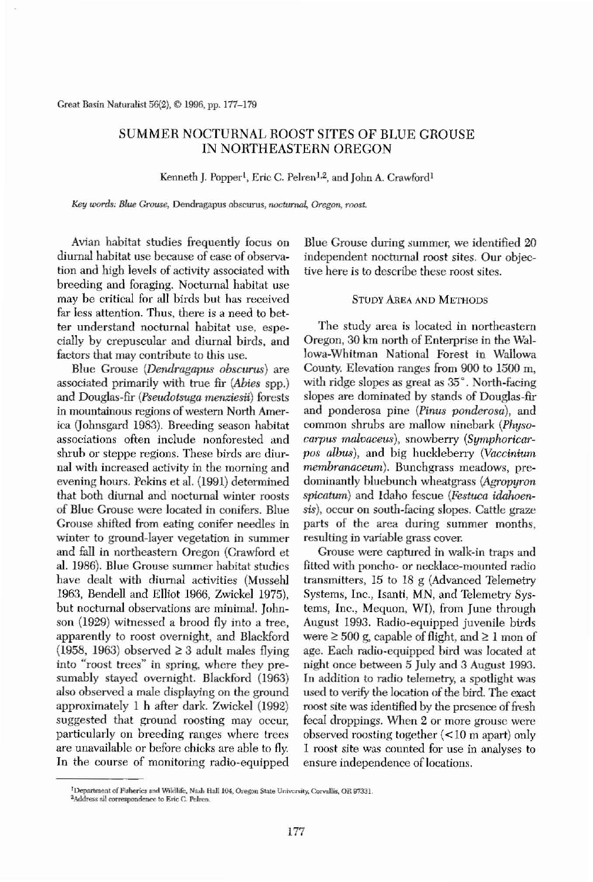Great Basin Naturalist 56(2), © 1996, pp. 177–179

# SUMMER NOCTURNAL ROOST SITES OF BLUE GROUSE IN NORTHEASTERN OREGON

Kenneth J. Popper[1], Eric C. Pelren[1,2], and John A. Crawford[1]

*Key words: Blue Grouse,* Dendragapus obscurus, *nocturnal, Oregon, roost.*

Avian habitat studies frequently focus on diurnal habitat use because of ease of observation and high levels of activity associated with breeding and foraging. Nocturnal habitat use may be critical for all birds but has received far less attention. Thus, there is a need to better understand nocturnal habitat use, especially by crepuscular and diurnal birds, and factors that may contribute to this use.

Blue Grouse (*Dendragapus obscurus*) are associated primarily with true fir (*Abies* spp.) and Douglas-fir (*Pseudotsuga menziesii*) forests in mountainous regions of western North America (Johnsgard 1983). Breeding season habitat associations often include nonforested and shrub or steppe regions. These birds are diurnal with increased activity in the morning and evening hours. Pekins et al. (1991) determined that both diurnal and nocturnal winter roosts of Blue Grouse were located in conifers. Blue Grouse shifted from eating conifer needles in winter to ground-layer vegetation in summer and fall in northeastern Oregon (Crawford et al. 1986). Blue Grouse summer habitat studies have dealt with diurnal activities (Mussehl 1963, Bendell and Elliot 1966, Zwickel 1975), but nocturnal observations are minimal. Johnson (1929) witnessed a brood fly into a tree, apparently to roost overnight, and Blackford (1958, 1963) observed ≥ 3 adult males flying into "roost trees" in spring, where they presumably stayed overnight. Blackford (1963) also observed a male displaying on the ground approximately 1 h after dark. Zwickel (1992) suggested that ground roosting may occur, particularly on breeding ranges where trees are unavailable or before chicks are able to fly. In the course of monitoring radio-equipped Blue Grouse during summer, we identified 20 independent nocturnal roost sites. Our objective here is to describe these roost sites.

## STUDY AREA AND METHODS

The study area is located in northeastern Oregon, 30 km north of Enterprise in the Wallowa-Whitman National Forest in Wallowa County. Elevation ranges from 900 to 1500 m, with ridge slopes as great as 35°. North-facing slopes are dominated by stands of Douglas-fir and ponderosa pine (*Pinus ponderosa*), and common shrubs are mallow ninebark (*Physocarpus malvaceus*), snowberry (*Symphoricarpos albus*), and big huckleberry (*Vaccinium membranaceum*). Bunchgrass meadows, predominantly bluebunch wheatgrass (*Agropyron spicatum*) and Idaho fescue (*Festuca idahoensis*), occur on south-facing slopes. Cattle graze parts of the area during summer months, resulting in variable grass cover.

Grouse were captured in walk-in traps and fitted with poncho- or necklace-mounted radio transmitters, 15 to 18 g (Advanced Telemetry Systems, Inc., Isanti, MN, and Telemetry Systems, Inc., Mequon, WI), from June through August 1993. Radio-equipped juvenile birds were ≥ 500 g, capable of flight, and ≥ 1 mon of age. Each radio-equipped bird was located at night once between 5 July and 3 August 1993. In addition to radio telemetry, a spotlight was used to verify the location of the bird. The exact roost site was identified by the presence of fresh fecal droppings. When 2 or more grouse were observed roosting together (< 10 m apart) only 1 roost site was counted for use in analyses to ensure independence of locations.

[1]Department of Fisheries and Wildlife, Nash Hall 104, Oregon State University, Corvallis, OR 97331.
[2]Address all correspondence to Eric C. Pelren.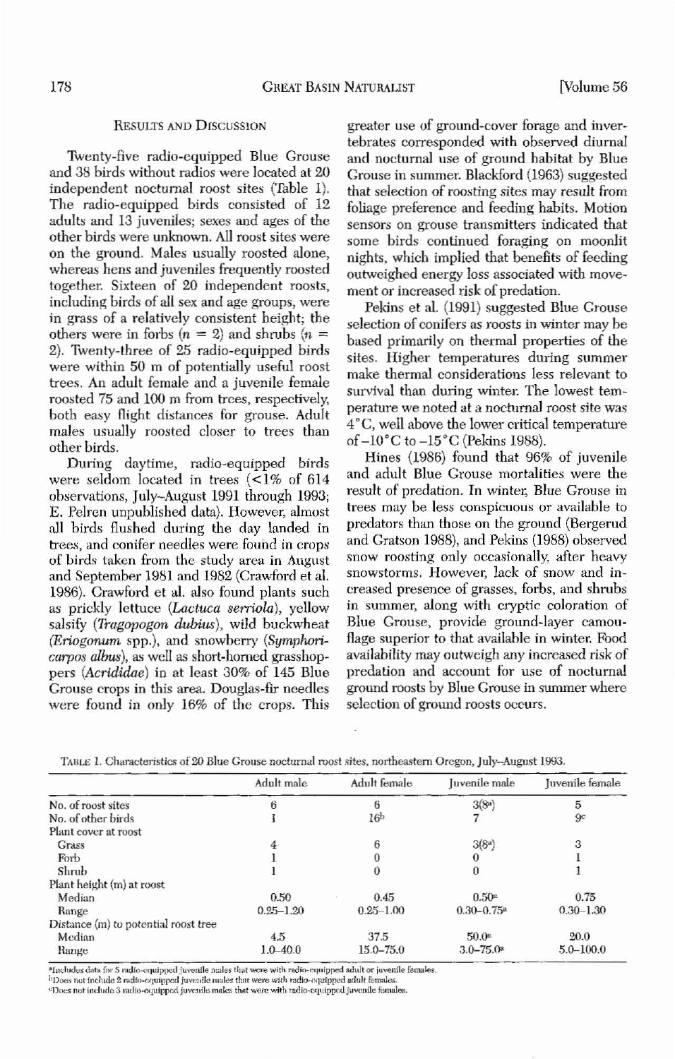## Results and Discussion

Twenty-five radio-equipped Blue Grouse and 38 birds without radios were located at 20 independent nocturnal roost sites (Table 1). The radio-equipped birds consisted of 12 adults and 13 juveniles; sexes and ages of the other birds were unknown. All roost sites were on the ground. Males usually roosted alone, whereas hens and juveniles frequently roosted together. Sixteen of 20 independent roosts, including birds of all sex and age groups, were in grass of a relatively consistent height; the others were in forbs ($n$ = 2) and shrubs ($n$ = 2). Twenty-three of 25 radio-equipped birds were within 50 m of potentially useful roost trees. An adult female and a juvenile female roosted 75 and 100 m from trees, respectively, both easy flight distances for grouse. Adult males usually roosted closer to trees than other birds.

During daytime, radio-equipped birds were seldom located in trees (<1% of 614 observations, July–August 1991 through 1993; E. Pelren unpublished data). However, almost all birds flushed during the day landed in trees, and conifer needles were found in crops of birds taken from the study area in August and September 1981 and 1982 (Crawford et al. 1986). Crawford et al. also found plants such as prickly lettuce (*Lactuca serriola*), yellow salsify (*Tragopogon dubius*), wild buckwheat (*Eriogonum* spp.), and snowberry (*Symphoricarpos albus*), as well as short-horned grasshoppers (*Acrididae*) in at least 30% of 145 Blue Grouse crops in this area. Douglas-fir needles were found in only 16% of the crops. This greater use of ground-cover forage and invertebrates corresponded with observed diurnal and nocturnal use of ground habitat by Blue Grouse in summer. Blackford (1963) suggested that selection of roosting sites may result from foliage preference and feeding habits. Motion sensors on grouse transmitters indicated that some birds continued foraging on moonlit nights, which implied that benefits of feeding outweighed energy loss associated with movement or increased risk of predation.

Pekins et al. (1991) suggested Blue Grouse selection of conifers as roosts in winter may be based primarily on thermal properties of the sites. Higher temperatures during summer make thermal considerations less relevant to survival than during winter. The lowest temperature we noted at a nocturnal roost site was 4°C, well above the lower critical temperature of −10°C to −15°C (Pekins 1988).

Hines (1986) found that 96% of juvenile and adult Blue Grouse mortalities were the result of predation. In winter, Blue Grouse in trees may be less conspicuous or available to predators than those on the ground (Bergerud and Gratson 1988), and Pekins (1988) observed snow roosting only occasionally, after heavy snowstorms. However, lack of snow and increased presence of grasses, forbs, and shrubs in summer, along with cryptic coloration of Blue Grouse, provide ground-layer camouflage superior to that available in winter. Food availability may outweigh any increased risk of predation and account for use of nocturnal ground roosts by Blue Grouse in summer where selection of ground roosts occurs.

Table 1. Characteristics of 20 Blue Grouse nocturnal roost sites, northeastern Oregon, July–August 1993.

| | Adult male | Adult female | Juvenile male | Juvenile female |
|---|---|---|---|---|
| No. of roost sites | 6 | 6 | 3(8[a]) | 5 |
| No. of other birds | 1 | 16[b] | 7 | 9[c] |
| Plant cover at roost | | | | |
| Grass | 4 | 6 | 3(8[a]) | 3 |
| Forb | 1 | 0 | 0 | 1 |
| Shrub | 1 | 0 | 0 | 1 |
| Plant height (m) at roost | | | | |
| Median | 0.50 | 0.45 | 0.50[a] | 0.75 |
| Range | 0.25–1.20 | 0.25–1.00 | 0.30–0.75[a] | 0.30–1.30 |
| Distance (m) to potential roost tree | | | | |
| Median | 4.5 | 37.5 | 50.0[a] | 20.0 |
| Range | 1.0–40.0 | 15.0–75.0 | 3.0–75.0[a] | 5.0–100.0 |

[a]Includes data for 5 radio-equipped juvenile males that were with radio-equipped adult or juvenile females.
[b]Does not include 2 radio-equipped juvenile males that were with radio-equipped adult females.
[c]Does not include 3 radio-equipped juvenile males that were with radio-equipped juvenile females.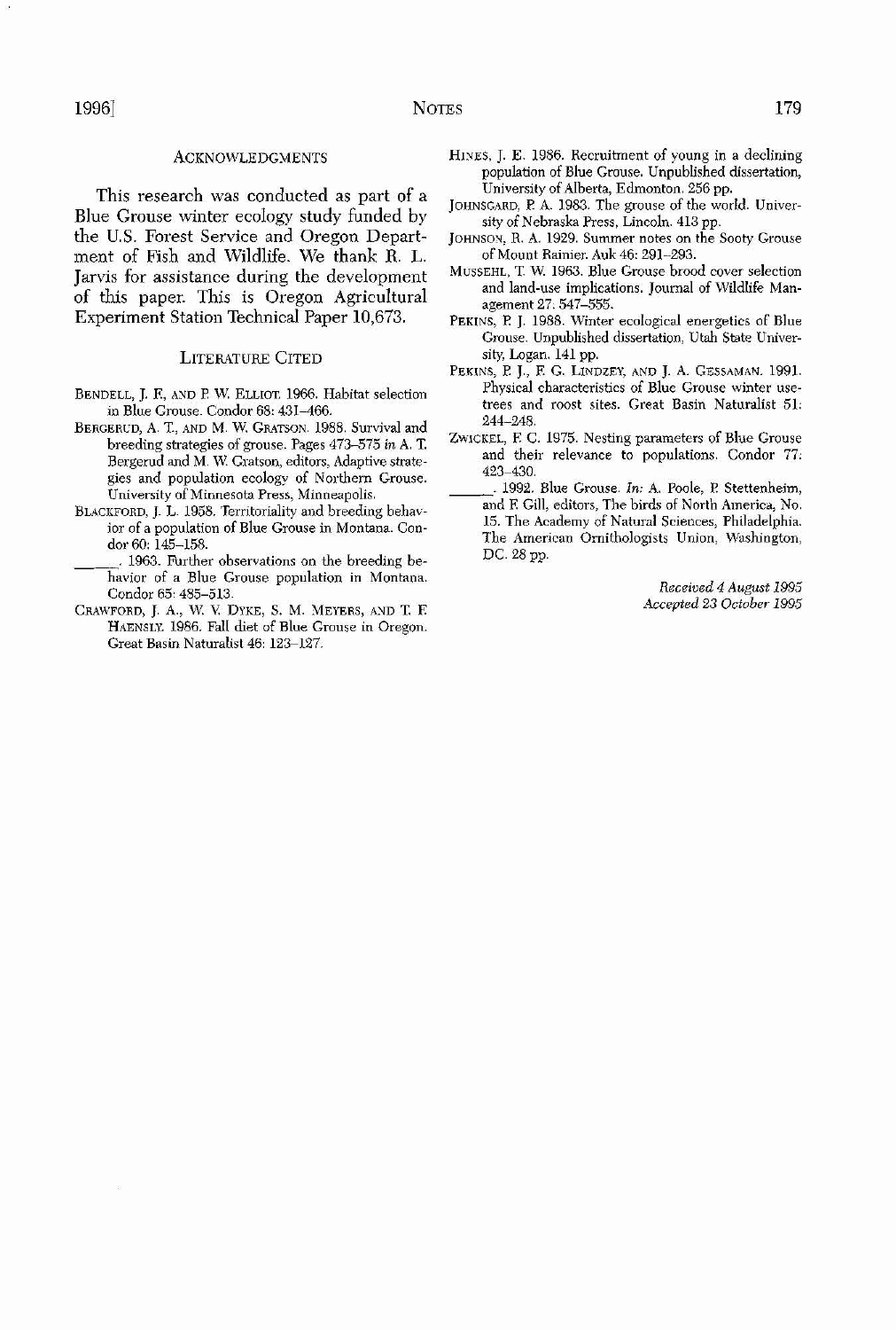## Acknowledgments

This research was conducted as part of a Blue Grouse winter ecology study funded by the U.S. Forest Service and Oregon Department of Fish and Wildlife. We thank R. L. Jarvis for assistance during the development of this paper. This is Oregon Agricultural Experiment Station Technical Paper 10,673.

## Literature Cited

BENDELL, J. F., AND F. W. ELLIOT. 1966. Habitat selection in Blue Grouse. Condor 68: 431–466.

BERGERUD, A. T., AND M. W. GRATSON. 1988. Survival and breeding strategies of grouse. Pages 473–575 *in* A. T. Bergerud and M. W. Gratson, editors, Adaptive strategies and population ecology of Northern Grouse. University of Minnesota Press, Minneapolis.

BLACKFORD, J. L. 1958. Territoriality and breeding behavior of a population of Blue Grouse in Montana. Condor 60: 145–158.

______. 1963. Further observations on the breeding behavior of a Blue Grouse population in Montana. Condor 65: 485–513.

CRAWFORD, J. A., W. V. DYKE, S. M. MEYERS, AND T. F. HAENSLY. 1986. Fall diet of Blue Grouse in Oregon. Great Basin Naturalist 46: 123–127.

HINES, J. E. 1986. Recruitment of young in a declining population of Blue Grouse. Unpublished dissertation, University of Alberta, Edmonton. 256 pp.

JOHNSGARD, P. A. 1983. The grouse of the world. University of Nebraska Press, Lincoln. 413 pp.

JOHNSON, R. A. 1929. Summer notes on the Sooty Grouse of Mount Rainier. Auk 46: 291–293.

MUSSEHL, T. W. 1963. Blue Grouse brood cover selection and land-use implications. Journal of Wildlife Management 27: 547–555.

PEKINS, P. J. 1988. Winter ecological energetics of Blue Grouse. Unpublished dissertation, Utah State University, Logan. 141 pp.

PEKINS, P. J., F. G. LINDZEY, AND J. A. GESSAMAN. 1991. Physical characteristics of Blue Grouse winter use-trees and roost sites. Great Basin Naturalist 51: 244–248.

ZWICKEL, F. C. 1975. Nesting parameters of Blue Grouse and their relevance to populations. Condor 77: 423–430.

______. 1992. Blue Grouse. *In:* A. Poole, P. Stettenheim, and F. Gill, editors, The birds of North America, No. 15. The Academy of Natural Sciences, Philadelphia. The American Ornithologists Union, Washington, DC. 28 pp.

*Received 4 August 1995*
*Accepted 23 October 1995*